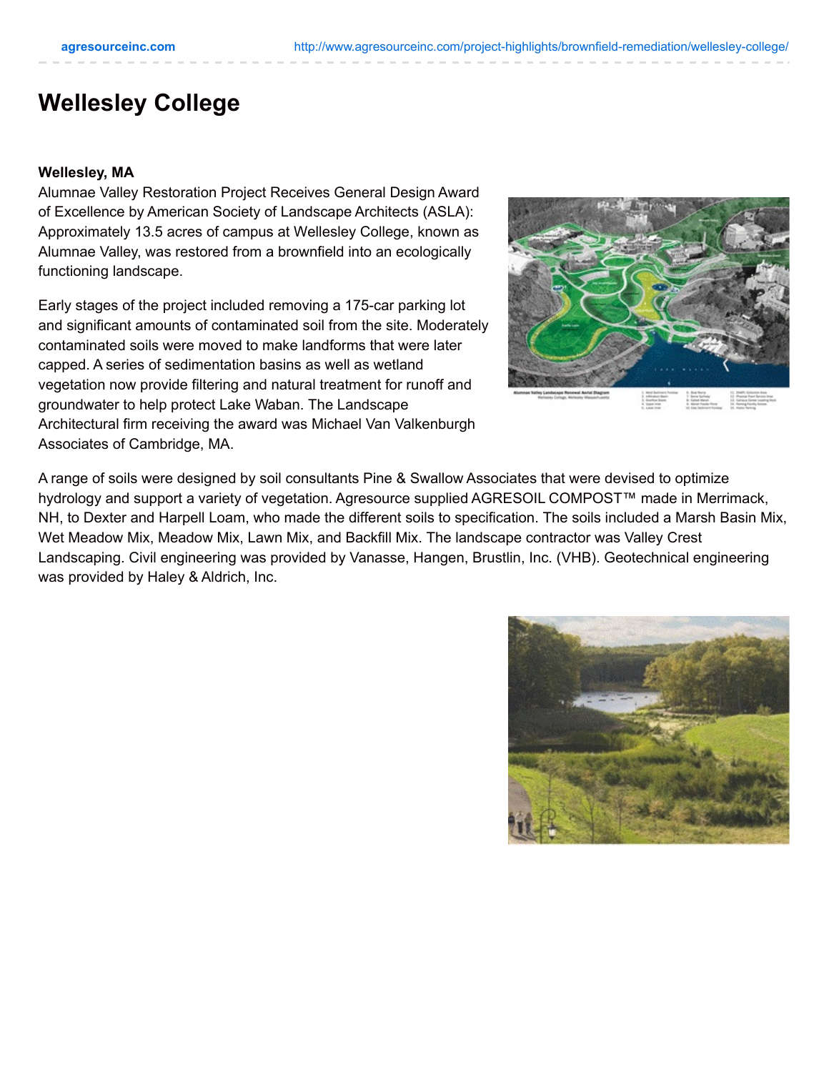# Wellesley College

**Wellesley, MA**

Alumnae Valley Restoration Project Receives General Design Award of Excellence by American Society of Landscape Architects (ASLA): Approximately 13.5 acres of campus at Wellesley College, known as Alumnae Valley, was restored from a brownfield into an ecologically functioning landscape.

Early stages of the project included removing a 175-car parking lot and significant amounts of contaminated soil from the site. Moderately contaminated soils were moved to make landforms that were later capped. A series of sedimentation basins as well as wetland vegetation now provide filtering and natural treatment for runoff and groundwater to help protect Lake Waban. The Landscape Architectural firm receiving the award was Michael Van Valkenburgh Associates of Cambridge, MA.

A range of soils were designed by soil consultants Pine & Swallow Associates that were devised to optimize hydrology and support a variety of vegetation. Agresource supplied AGRESOIL COMPOST™ made in Merrimack, NH, to Dexter and Harpell Loam, who made the different soils to specification. The soils included a Marsh Basin Mix, Wet Meadow Mix, Meadow Mix, Lawn Mix, and Backfill Mix. The landscape contractor was Valley Crest Landscaping. Civil engineering was provided by Vanasse, Hangen, Brustlin, Inc. (VHB). Geotechnical engineering was provided by Haley & Aldrich, Inc.